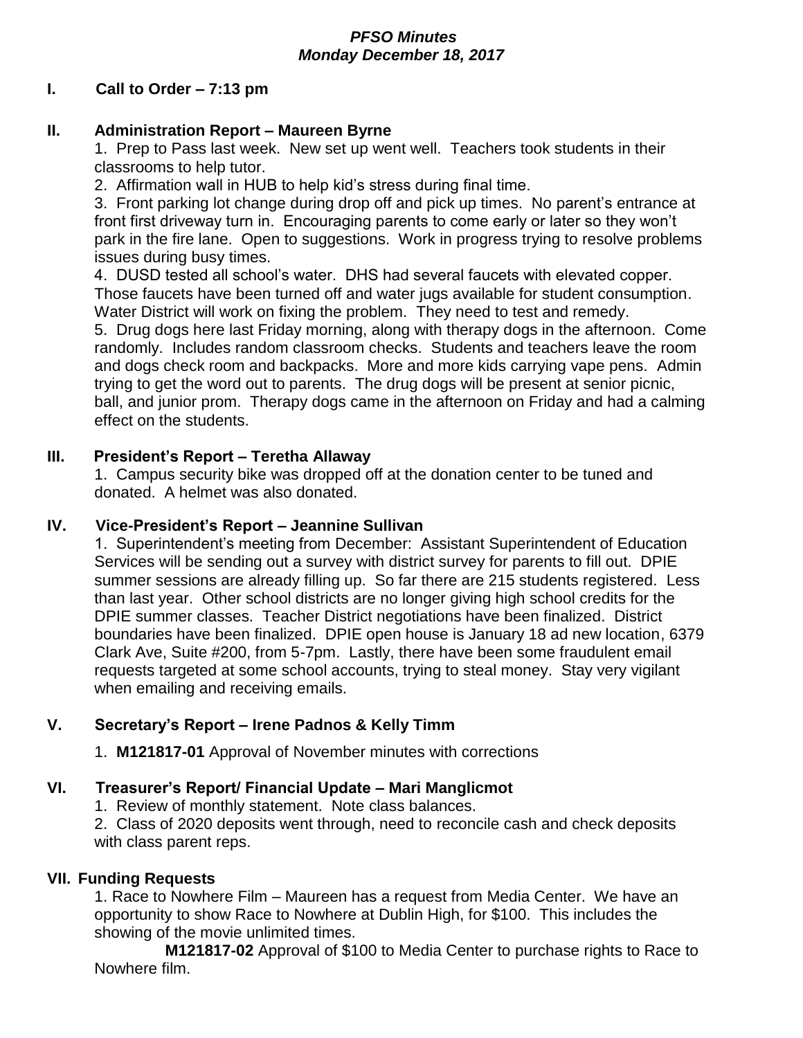***PFSO Minutes***
***Monday December 18, 2017***

## I. Call to Order – 7:13 pm

## II. Administration Report – Maureen Byrne

1. Prep to Pass last week. New set up went well. Teachers took students in their classrooms to help tutor.
2. Affirmation wall in HUB to help kid's stress during final time.
3. Front parking lot change during drop off and pick up times. No parent's entrance at front first driveway turn in. Encouraging parents to come early or later so they won't park in the fire lane. Open to suggestions. Work in progress trying to resolve problems issues during busy times.
4. DUSD tested all school's water. DHS had several faucets with elevated copper. Those faucets have been turned off and water jugs available for student consumption. Water District will work on fixing the problem. They need to test and remedy.
5. Drug dogs here last Friday morning, along with therapy dogs in the afternoon. Come randomly. Includes random classroom checks. Students and teachers leave the room and dogs check room and backpacks. More and more kids carrying vape pens. Admin trying to get the word out to parents. The drug dogs will be present at senior picnic, ball, and junior prom. Therapy dogs came in the afternoon on Friday and had a calming effect on the students.

## III. President's Report – Teretha Allaway

1. Campus security bike was dropped off at the donation center to be tuned and donated. A helmet was also donated.

## IV. Vice-President's Report – Jeannine Sullivan

1. Superintendent's meeting from December: Assistant Superintendent of Education Services will be sending out a survey with district survey for parents to fill out. DPIE summer sessions are already filling up. So far there are 215 students registered. Less than last year. Other school districts are no longer giving high school credits for the DPIE summer classes. Teacher District negotiations have been finalized. District boundaries have been finalized. DPIE open house is January 18 ad new location, 6379 Clark Ave, Suite #200, from 5-7pm. Lastly, there have been some fraudulent email requests targeted at some school accounts, trying to steal money. Stay very vigilant when emailing and receiving emails.

## V. Secretary's Report – Irene Padnos & Kelly Timm

1. **M121817-01** Approval of November minutes with corrections

## VI. Treasurer's Report/ Financial Update – Mari Manglicmot

1. Review of monthly statement. Note class balances.
2. Class of 2020 deposits went through, need to reconcile cash and check deposits with class parent reps.

## VII. Funding Requests

1. Race to Nowhere Film – Maureen has a request from Media Center. We have an opportunity to show Race to Nowhere at Dublin High, for $100. This includes the showing of the movie unlimited times.

**M121817-02** Approval of $100 to Media Center to purchase rights to Race to Nowhere film.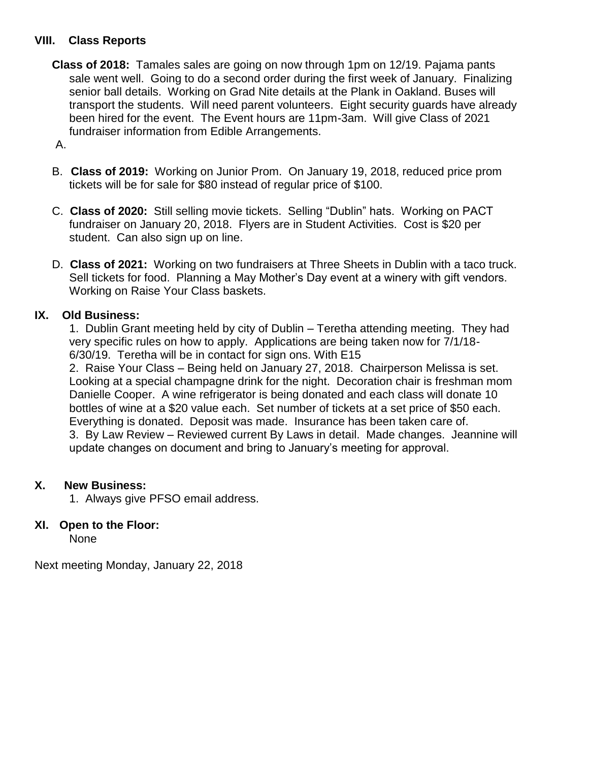### VIII. Class Reports

**Class of 2018:** Tamales sales are going on now through 1pm on 12/19. Pajama pants sale went well. Going to do a second order during the first week of January. Finalizing senior ball details. Working on Grad Nite details at the Plank in Oakland. Buses will transport the students. Will need parent volunteers. Eight security guards have already been hired for the event. The Event hours are 11pm-3am. Will give Class of 2021 fundraiser information from Edible Arrangements.

A.

B. **Class of 2019:** Working on Junior Prom. On January 19, 2018, reduced price prom tickets will be for sale for $80 instead of regular price of $100.

C. **Class of 2020:** Still selling movie tickets. Selling "Dublin" hats. Working on PACT fundraiser on January 20, 2018. Flyers are in Student Activities. Cost is $20 per student. Can also sign up on line.

D. **Class of 2021:** Working on two fundraisers at Three Sheets in Dublin with a taco truck. Sell tickets for food. Planning a May Mother's Day event at a winery with gift vendors. Working on Raise Your Class baskets.

### IX. Old Business:

1. Dublin Grant meeting held by city of Dublin – Teretha attending meeting. They had very specific rules on how to apply. Applications are being taken now for 7/1/18-6/30/19. Teretha will be in contact for sign ons. With E15
2. Raise Your Class – Being held on January 27, 2018. Chairperson Melissa is set. Looking at a special champagne drink for the night. Decoration chair is freshman mom Danielle Cooper. A wine refrigerator is being donated and each class will donate 10 bottles of wine at a $20 value each. Set number of tickets at a set price of $50 each. Everything is donated. Deposit was made. Insurance has been taken care of.
3. By Law Review – Reviewed current By Laws in detail. Made changes. Jeannine will update changes on document and bring to January's meeting for approval.

### X. New Business:

1. Always give PFSO email address.

### XI. Open to the Floor:

None

Next meeting Monday, January 22, 2018